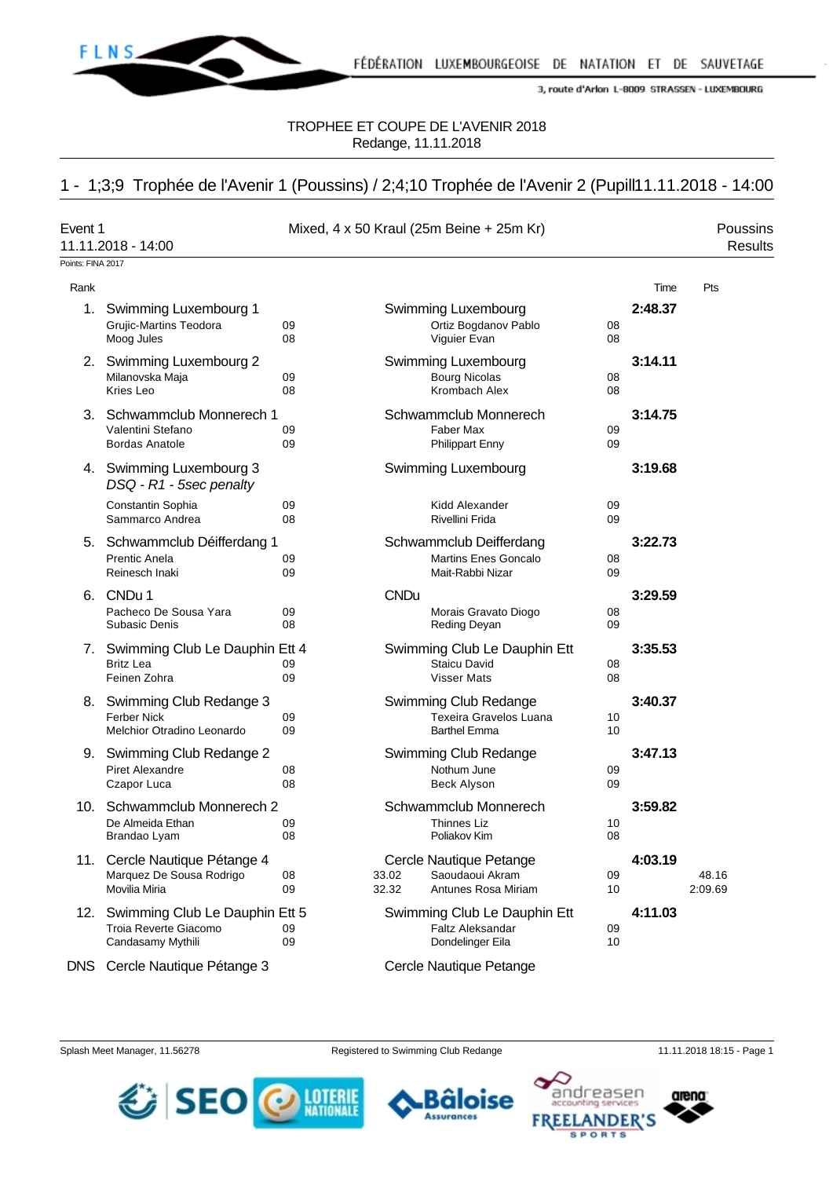FÉDÉRATION LUXEMBOURGEOISE DE NATATION ET DE SAUVETAGE

3, route d'Arlon L-8009 STRASSEN - LUXEMBOURG

TROPHEE ET COUPE DE L'AVENIR 2018
Redange, 11.11.2018

## 1 - 1;3;9 Trophée de l'Avenir 1 (Poussins) / 2;4;10 Trophée de l'Avenir 2 (Pupill11.11.2018 - 14:00

**Event 1** — Mixed, 4 x 50 Kraul (25m Beine + 25m Kr) — Poussins
11.11.2018 - 14:00 — Results

Points: FINA 2017

| Rank | Team | | | Club | | | Time | Pts |
|---|---|---|---|---|---|---|---|---|
| 1. | Swimming Luxembourg 1 | | | Swimming Luxembourg | | | **2:48.37** | |
| | Grujic-Martins Teodora | 09 | | Ortiz Bogdanov Pablo | 08 | | | |
| | Moog Jules | 08 | | Viguier Evan | 08 | | | |
| 2. | Swimming Luxembourg 2 | | | Swimming Luxembourg | | | **3:14.11** | |
| | Milanovska Maja | 09 | | Bourg Nicolas | 08 | | | |
| | Kries Leo | 08 | | Krombach Alex | 08 | | | |
| 3. | Schwammclub Monnerech 1 | | | Schwammclub Monnerech | | | **3:14.75** | |
| | Valentini Stefano | 09 | | Faber Max | 09 | | | |
| | Bordas Anatole | 09 | | Philippart Enny | 09 | | | |
| 4. | Swimming Luxembourg 3 *DSQ - R1 - 5sec penalty* | | | Swimming Luxembourg | | | **3:19.68** | |
| | Constantin Sophia | 09 | | Kidd Alexander | 09 | | | |
| | Sammarco Andrea | 08 | | Rivellini Frida | 09 | | | |
| 5. | Schwammclub Déifferdang 1 | | | Schwammclub Deifferdang | | | **3:22.73** | |
| | Prentic Anela | 09 | | Martins Enes Goncalo | 08 | | | |
| | Reinesch Inaki | 09 | | Mait-Rabbi Nizar | 09 | | | |
| 6. | CNDu 1 | | | CNDu | | | **3:29.59** | |
| | Pacheco De Sousa Yara | 09 | | Morais Gravato Diogo | 08 | | | |
| | Subasic Denis | 08 | | Reding Deyan | 09 | | | |
| 7. | Swimming Club Le Dauphin Ett 4 | | | Swimming Club Le Dauphin Ett | | | **3:35.53** | |
| | Britz Lea | 09 | | Staicu David | 08 | | | |
| | Feinen Zohra | 09 | | Visser Mats | 08 | | | |
| 8. | Swimming Club Redange 3 | | | Swimming Club Redange | | | **3:40.37** | |
| | Ferber Nick | 09 | | Texeira Gravelos Luana | 10 | | | |
| | Melchior Otradino Leonardo | 09 | | Barthel Emma | 10 | | | |
| 9. | Swimming Club Redange 2 | | | Swimming Club Redange | | | **3:47.13** | |
| | Piret Alexandre | 08 | | Nothum June | 09 | | | |
| | Czapor Luca | 08 | | Beck Alyson | 09 | | | |
| 10. | Schwammclub Monnerech 2 | | | Schwammclub Monnerech | | | **3:59.82** | |
| | De Almeida Ethan | 09 | | Thinnes Liz | 10 | | | |
| | Brandao Lyam | 08 | | Poliakov Kim | 08 | | | |
| 11. | Cercle Nautique Pétange 4 | | | Cercle Nautique Petange | | | **4:03.19** | |
| | Marquez De Sousa Rodrigo | 08 | 33.02 | Saoudaoui Akram | 09 | | | 48.16 |
| | Movilia Miria | 09 | 32.32 | Antunes Rosa Miriam | 10 | | | 2:09.69 |
| 12. | Swimming Club Le Dauphin Ett 5 | | | Swimming Club Le Dauphin Ett | | | **4:11.03** | |
| | Troia Reverte Giacomo | 09 | | Faltz Aleksandar | 09 | | | |
| | Candasamy Mythili | 09 | | Dondelinger Eila | 10 | | | |
| DNS | Cercle Nautique Pétange 3 | | | Cercle Nautique Petange | | | | |

Splash Meet Manager, 11.56278 — Registered to Swimming Club Redange — 11.11.2018 18:15 - Page 1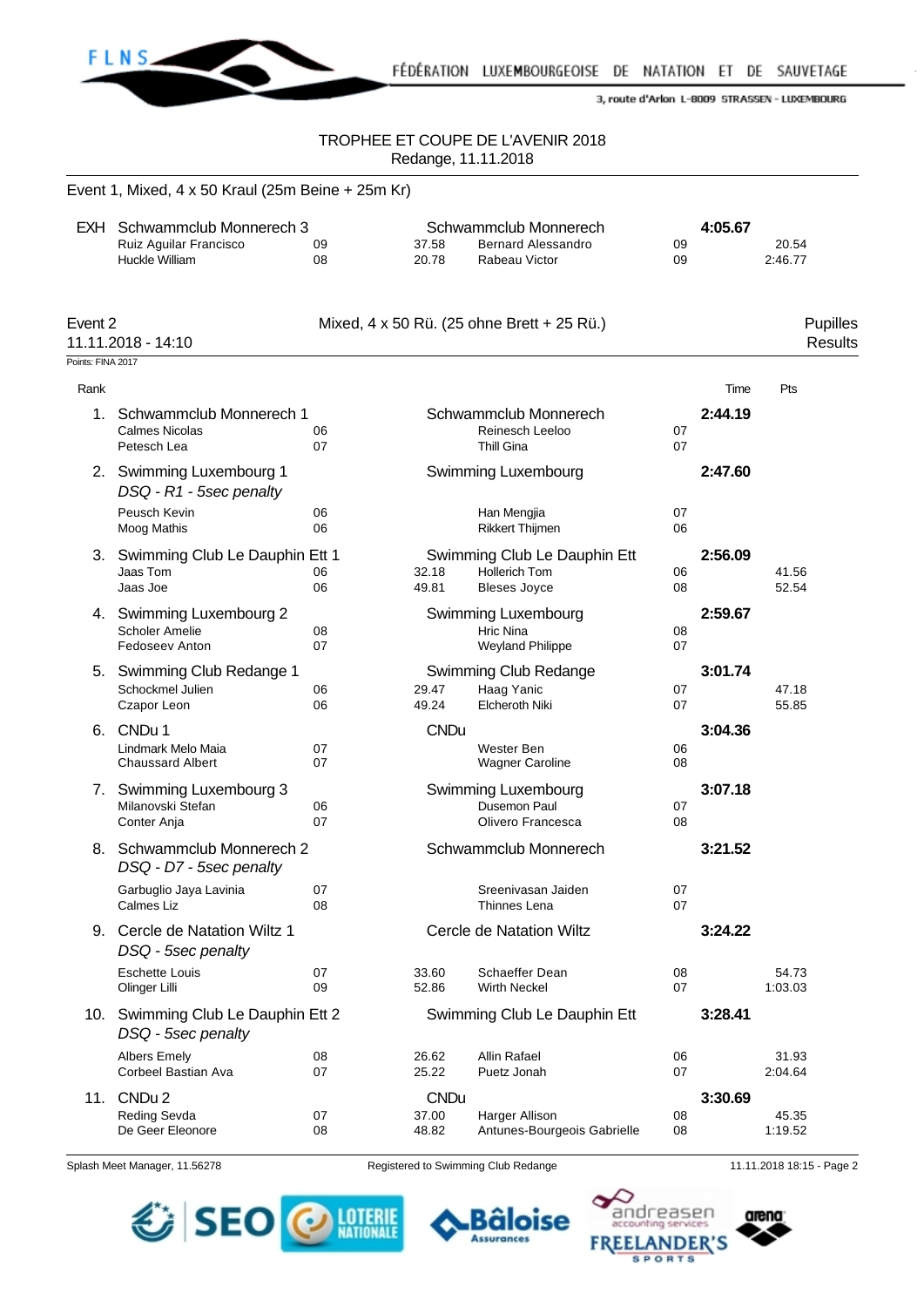TROPHEE ET COUPE DE L'AVENIR 2018
Redange, 11.11.2018

## Event 1, Mixed, 4 x 50 Kraul (25m Beine + 25m Kr)

| | | | | | | | | |
|---|---|---|---|---|---|---|---|---|
| EXH | Schwammclub Monnerech 3 | | | Schwammclub Monnerech | | | **4:05.67** | |
| | Ruiz Aguilar Francisco | 09 | 37.58 | Bernard Alessandro | 09 | | | 20.54 |
| | Huckle William | 08 | 20.78 | Rabeau Victor | 09 | | | 2:46.77 |

## Event 2 — Mixed, 4 x 50 Rü. (25 ohne Brett + 25 Rü.) — Pupilles

11.11.2018 - 14:10 — Results

Points: FINA 2017

| Rank | | | | | | Time | Pts |
|---|---|---|---|---|---|---|---|
| 1. | Schwammclub Monnerech 1 | | | Schwammclub Monnerech | | **2:44.19** | |
| | Calmes Nicolas | 06 | | Reinesch Leeloo | 07 | | |
| | Petesch Lea | 07 | | Thill Gina | 07 | | |
| 2. | Swimming Luxembourg 1 | | | Swimming Luxembourg | | **2:47.60** | |
| | *DSQ - R1 - 5sec penalty* | | | | | | |
| | Peusch Kevin | 06 | | Han Mengjia | 07 | | |
| | Moog Mathis | 06 | | Rikkert Thijmen | 06 | | |
| 3. | Swimming Club Le Dauphin Ett 1 | | | Swimming Club Le Dauphin Ett | | **2:56.09** | |
| | Jaas Tom | 06 | 32.18 | Hollerich Tom | 06 | | 41.56 |
| | Jaas Joe | 06 | 49.81 | Bleses Joyce | 08 | | 52.54 |
| 4. | Swimming Luxembourg 2 | | | Swimming Luxembourg | | **2:59.67** | |
| | Scholer Amelie | 08 | | Hric Nina | 08 | | |
| | Fedoseev Anton | 07 | | Weyland Philippe | 07 | | |
| 5. | Swimming Club Redange 1 | | | Swimming Club Redange | | **3:01.74** | |
| | Schockmel Julien | 06 | 29.47 | Haag Yanic | 07 | | 47.18 |
| | Czapor Leon | 06 | 49.24 | Elcheroth Niki | 07 | | 55.85 |
| 6. | CNDu 1 | | | CNDu | | **3:04.36** | |
| | Lindmark Melo Maia | 07 | | Wester Ben | 06 | | |
| | Chaussard Albert | 07 | | Wagner Caroline | 08 | | |
| 7. | Swimming Luxembourg 3 | | | Swimming Luxembourg | | **3:07.18** | |
| | Milanovski Stefan | 06 | | Dusemon Paul | 07 | | |
| | Conter Anja | 07 | | Olivero Francesca | 08 | | |
| 8. | Schwammclub Monnerech 2 | | | Schwammclub Monnerech | | **3:21.52** | |
| | *DSQ - D7 - 5sec penalty* | | | | | | |
| | Garbuglio Jaya Lavinia | 07 | | Sreenivasan Jaiden | 07 | | |
| | Calmes Liz | 08 | | Thinnes Lena | 07 | | |
| 9. | Cercle de Natation Wiltz 1 | | | Cercle de Natation Wiltz | | **3:24.22** | |
| | *DSQ - 5sec penalty* | | | | | | |
| | Eschette Louis | 07 | 33.60 | Schaeffer Dean | 08 | | 54.73 |
| | Olinger Lilli | 09 | 52.86 | Wirth Neckel | 07 | | 1:03.03 |
| 10. | Swimming Club Le Dauphin Ett 2 | | | Swimming Club Le Dauphin Ett | | **3:28.41** | |
| | *DSQ - 5sec penalty* | | | | | | |
| | Albers Emely | 08 | 26.62 | Allin Rafael | 06 | | 31.93 |
| | Corbeel Bastian Ava | 07 | 25.22 | Puetz Jonah | 07 | | 2:04.64 |
| 11. | CNDu 2 | | | CNDu | | **3:30.69** | |
| | Reding Sevda | 07 | 37.00 | Harger Allison | 08 | | 45.35 |
| | De Geer Eleonore | 08 | 48.82 | Antunes-Bourgeois Gabrielle | 08 | | 1:19.52 |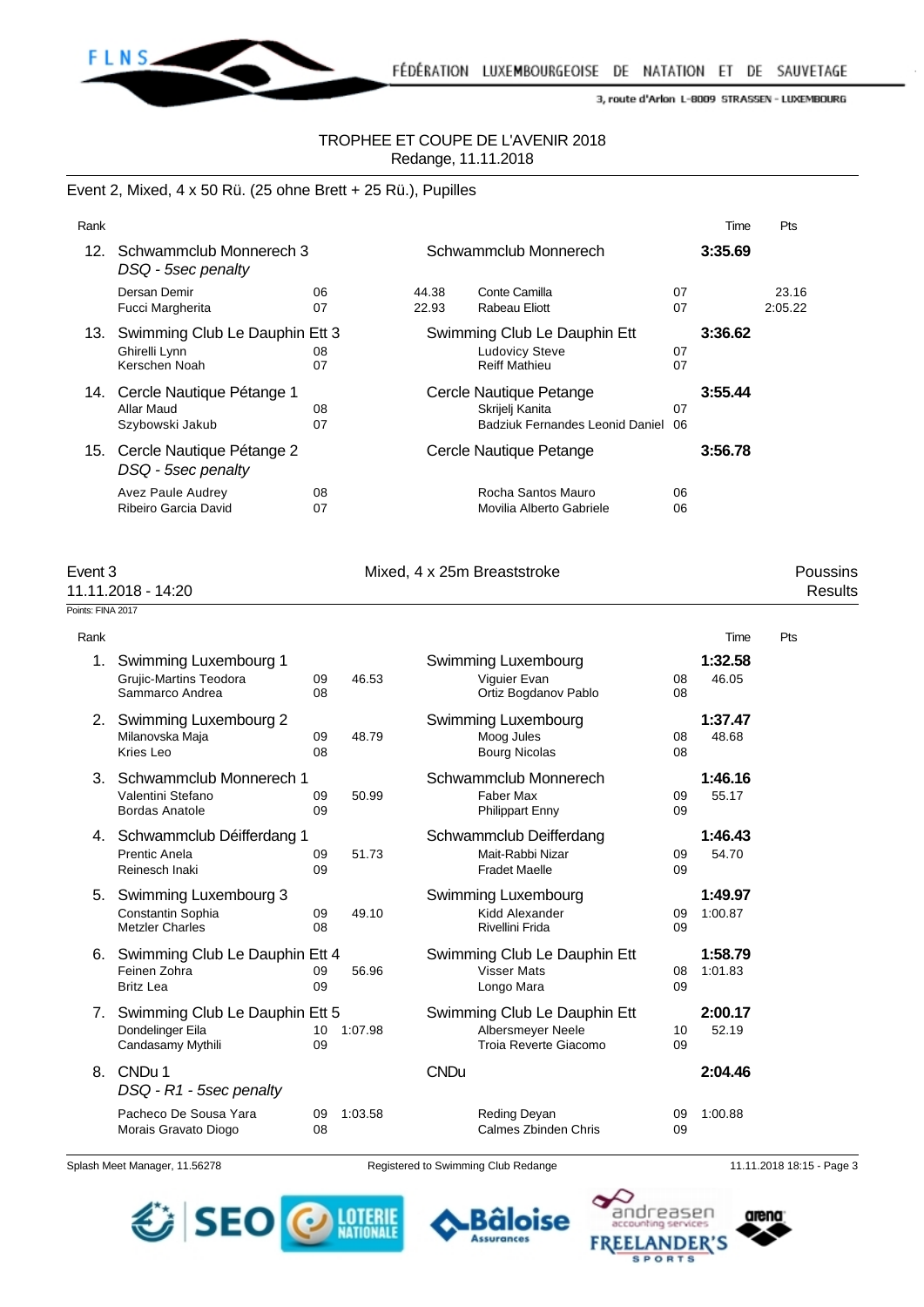TROPHEE ET COUPE DE L'AVENIR 2018
Redange, 11.11.2018

Event 2, Mixed, 4 x 50 Rü. (25 ohne Brett + 25 Rü.), Pupilles

| Rank | | | | | | | Time | Pts |
|---|---|---|---|---|---|---|---|---|
| 12. | Schwammclub Monnerech 3 *DSQ - 5sec penalty* | | | Schwammclub Monnerech | | | 3:35.69 | |
| | Dersan Demir | 06 | 44.38 | Conte Camilla | 07 | | | 23.16 |
| | Fucci Margherita | 07 | 22.93 | Rabeau Eliott | 07 | | | 2:05.22 |
| 13. | Swimming Club Le Dauphin Ett 3 | | | Swimming Club Le Dauphin Ett | | | 3:36.62 | |
| | Ghirelli Lynn | 08 | | Ludovicy Steve | 07 | | | |
| | Kerschen Noah | 07 | | Reiff Mathieu | 07 | | | |
| 14. | Cercle Nautique Pétange 1 | | | Cercle Nautique Petange | | | 3:55.44 | |
| | Allar Maud | 08 | | Skrijelj Kanita | 07 | | | |
| | Szybowski Jakub | 07 | | Badziuk Fernandes Leonid Daniel | 06 | | | |
| 15. | Cercle Nautique Pétange 2 *DSQ - 5sec penalty* | | | Cercle Nautique Petange | | | 3:56.78 | |
| | Avez Paule Audrey | 08 | | Rocha Santos Mauro | 06 | | | |
| | Ribeiro Garcia David | 07 | | Movilia Alberto Gabriele | 06 | | | |

Event 3 — Mixed, 4 x 25m Breaststroke — Poussins
11.11.2018 - 14:20 — Results

Points: FINA 2017

| Rank | | | | | | | Time | Pts |
|---|---|---|---|---|---|---|---|---|
| 1. | Swimming Luxembourg 1 | | | Swimming Luxembourg | | | 1:32.58 | |
| | Grujic-Martins Teodora | 09 | 46.53 | Viguier Evan | 08 | 46.05 | | |
| | Sammarco Andrea | 08 | | Ortiz Bogdanov Pablo | 08 | | | |
| 2. | Swimming Luxembourg 2 | | | Swimming Luxembourg | | | 1:37.47 | |
| | Milanovska Maja | 09 | 48.79 | Moog Jules | 08 | 48.68 | | |
| | Kries Leo | 08 | | Bourg Nicolas | 08 | | | |
| 3. | Schwammclub Monnerech 1 | | | Schwammclub Monnerech | | | 1:46.16 | |
| | Valentini Stefano | 09 | 50.99 | Faber Max | 09 | 55.17 | | |
| | Bordas Anatole | 09 | | Philippart Enny | 09 | | | |
| 4. | Schwammclub Déifferdang 1 | | | Schwammclub Deifferdang | | | 1:46.43 | |
| | Prentic Anela | 09 | 51.73 | Mait-Rabbi Nizar | 09 | 54.70 | | |
| | Reinesch Inaki | 09 | | Fradet Maelle | 09 | | | |
| 5. | Swimming Luxembourg 3 | | | Swimming Luxembourg | | | 1:49.97 | |
| | Constantin Sophia | 09 | 49.10 | Kidd Alexander | 09 | 1:00.87 | | |
| | Metzler Charles | 08 | | Rivellini Frida | 09 | | | |
| 6. | Swimming Club Le Dauphin Ett 4 | | | Swimming Club Le Dauphin Ett | | | 1:58.79 | |
| | Feinen Zohra | 09 | 56.96 | Visser Mats | 08 | 1:01.83 | | |
| | Britz Lea | 09 | | Longo Mara | 09 | | | |
| 7. | Swimming Club Le Dauphin Ett 5 | | | Swimming Club Le Dauphin Ett | | | 2:00.17 | |
| | Dondelinger Eila | 10 | 1:07.98 | Albersmeyer Neele | 10 | 52.19 | | |
| | Candasamy Mythili | 09 | | Troia Reverte Giacomo | 09 | | | |
| 8. | CNDu 1 *DSQ - R1 - 5sec penalty* | | | CNDu | | | 2:04.46 | |
| | Pacheco De Sousa Yara | 09 | 1:03.58 | Reding Deyan | 09 | 1:00.88 | | |
| | Morais Gravato Diogo | 08 | | Calmes Zbinden Chris | 09 | | | |

Splash Meet Manager, 11.56278 — Registered to Swimming Club Redange — 11.11.2018 18:15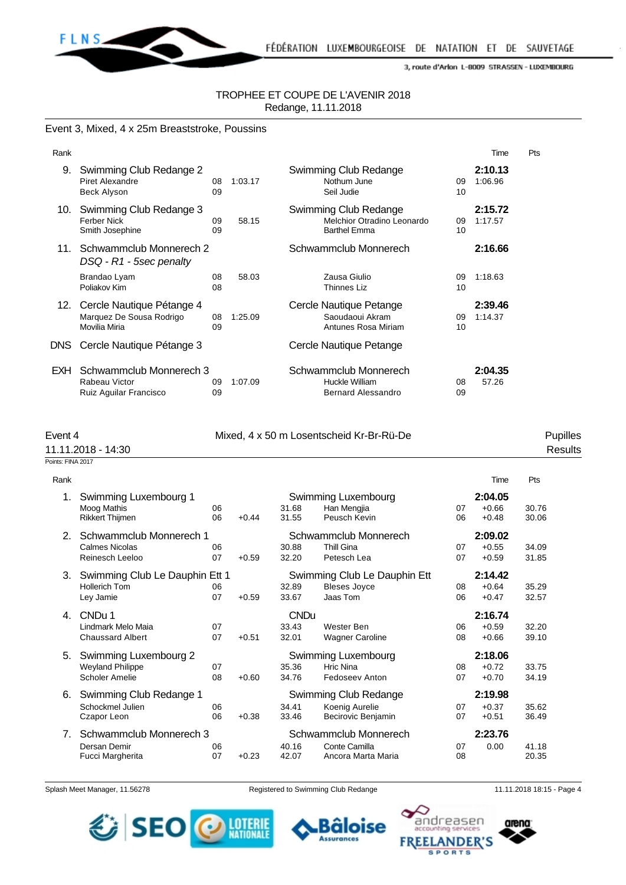TROPHEE ET COUPE DE L'AVENIR 2018
Redange, 11.11.2018

## Event 3, Mixed, 4 x 25m Breaststroke, Poussins

| Rank | Team / Swimmer | YB | Split | Team / Swimmer | YB | Time | Pts |
|---|---|---|---|---|---|---|---|
| 9. | Swimming Club Redange 2 | | | Swimming Club Redange | | **2:10.13** | |
| | Piret Alexandre | 08 | 1:03.17 | Nothum June | 09 | 1:06.96 | |
| | Beck Alyson | 09 | | Seil Judie | 10 | | |
| 10. | Swimming Club Redange 3 | | | Swimming Club Redange | | **2:15.72** | |
| | Ferber Nick | 09 | 58.15 | Melchior Otradino Leonardo | 09 | 1:17.57 | |
| | Smith Josephine | 09 | | Barthel Emma | 10 | | |
| 11. | Schwammclub Monnerech 2 | | | Schwammclub Monnerech | | **2:16.66** | |
| | *DSQ - R1 - 5sec penalty* | | | | | | |
| | Brandao Lyam | 08 | 58.03 | Zausa Giulio | 09 | 1:18.63 | |
| | Poliakov Kim | 08 | | Thinnes Liz | 10 | | |
| 12. | Cercle Nautique Pétange 4 | | | Cercle Nautique Petange | | **2:39.46** | |
| | Marquez De Sousa Rodrigo | 08 | 1:25.09 | Saoudaoui Akram | 09 | 1:14.37 | |
| | Movilia Miria | 09 | | Antunes Rosa Miriam | 10 | | |
| DNS | Cercle Nautique Pétange 3 | | | Cercle Nautique Petange | | | |
| EXH | Schwammclub Monnerech 3 | | | Schwammclub Monnerech | | **2:04.35** | |
| | Rabeau Victor | 09 | 1:07.09 | Huckle William | 08 | 57.26 | |
| | Ruiz Aguilar Francisco | 09 | | Bernard Alessandro | 09 | | |

## Event 4 — Mixed, 4 x 50 m Losentscheid Kr-Br-Rü-De — Pupilles

11.11.2018 - 14:30 — Results

Points: FINA 2017

| Rank | Team / Swimmer | YB | Reaction | Split | Team / Swimmer | YB | Time | Pts |
|---|---|---|---|---|---|---|---|---|
| 1. | Swimming Luxembourg 1 | | | | Swimming Luxembourg | | **2:04.05** | |
| | Moog Mathis | 06 | | 31.68 | Han Mengjia | 07 | +0.66 | 30.76 |
| | Rikkert Thijmen | 06 | +0.44 | 31.55 | Peusch Kevin | 06 | +0.48 | 30.06 |
| 2. | Schwammclub Monnerech 1 | | | | Schwammclub Monnerech | | **2:09.02** | |
| | Calmes Nicolas | 06 | | 30.88 | Thill Gina | 07 | +0.55 | 34.09 |
| | Reinesch Leeloo | 07 | +0.59 | 32.20 | Petesch Lea | 07 | +0.59 | 31.85 |
| 3. | Swimming Club Le Dauphin Ett 1 | | | | Swimming Club Le Dauphin Ett | | **2:14.42** | |
| | Hollerich Tom | 06 | | 32.89 | Bleses Joyce | 08 | +0.64 | 35.29 |
| | Ley Jamie | 07 | +0.59 | 33.67 | Jaas Tom | 06 | +0.47 | 32.57 |
| 4. | CNDu 1 | | | | CNDu | | **2:16.74** | |
| | Lindmark Melo Maia | 07 | | 33.43 | Wester Ben | 06 | +0.59 | 32.20 |
| | Chaussard Albert | 07 | +0.51 | 32.01 | Wagner Caroline | 08 | +0.66 | 39.10 |
| 5. | Swimming Luxembourg 2 | | | | Swimming Luxembourg | | **2:18.06** | |
| | Weyland Philippe | 07 | | 35.36 | Hric Nina | 08 | +0.72 | 33.75 |
| | Scholer Amelie | 08 | +0.60 | 34.76 | Fedoseev Anton | 07 | +0.70 | 34.19 |
| 6. | Swimming Club Redange 1 | | | | Swimming Club Redange | | **2:19.98** | |
| | Schockmel Julien | 06 | | 34.41 | Koenig Aurelie | 07 | +0.37 | 35.62 |
| | Czapor Leon | 06 | +0.38 | 33.46 | Becirovic Benjamin | 07 | +0.51 | 36.49 |
| 7. | Schwammclub Monnerech 3 | | | | Schwammclub Monnerech | | **2:23.76** | |
| | Dersan Demir | 06 | | 40.16 | Conte Camilla | 07 | 0.00 | 41.18 |
| | Fucci Margherita | 07 | +0.23 | 42.07 | Ancora Marta Maria | 08 | | 20.35 |

Splash Meet Manager, 11.56278 — Registered to Swimming Club Redange — 11.11.2018 18:15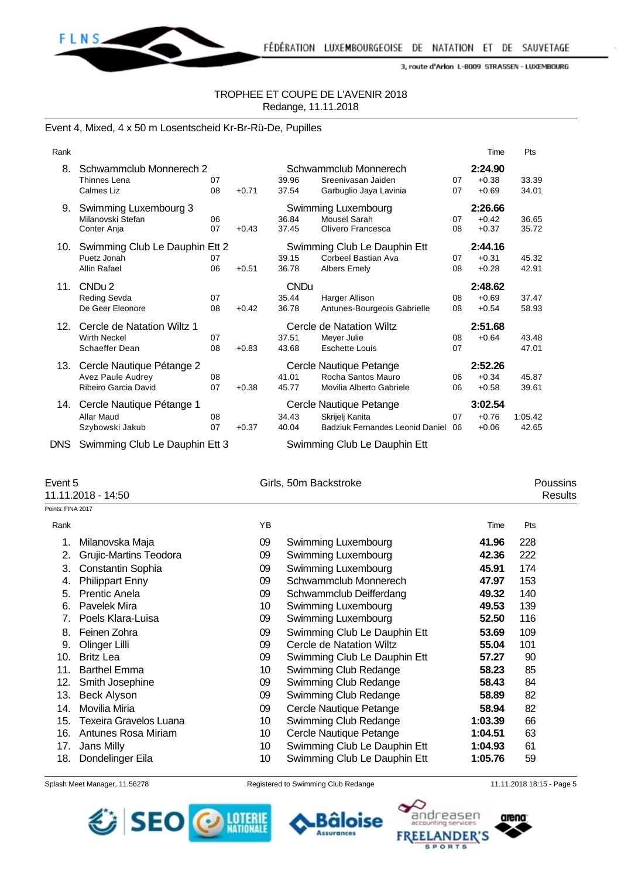TROPHEE ET COUPE DE L'AVENIR 2018
Redange, 11.11.2018

## Event 4, Mixed, 4 x 50 m Losentscheid Kr-Br-Rü-De, Pupilles

| Rank | | | | | | | | Time | Pts |
|---|---|---|---|---|---|---|---|---|---|
| 8. | Schwammclub Monnerech 2 | | | | Schwammclub Monnerech | | | **2:24.90** | |
| | Thinnes Lena | 07 | | 39.96 | Sreenivasan Jaiden | 07 | | +0.38 | 33.39 |
| | Calmes Liz | 08 | +0.71 | 37.54 | Garbuglio Jaya Lavinia | 07 | | +0.69 | 34.01 |
| 9. | Swimming Luxembourg 3 | | | | Swimming Luxembourg | | | **2:26.66** | |
| | Milanovski Stefan | 06 | | 36.84 | Mousel Sarah | 07 | | +0.42 | 36.65 |
| | Conter Anja | 07 | +0.43 | 37.45 | Olivero Francesca | 08 | | +0.37 | 35.72 |
| 10. | Swimming Club Le Dauphin Ett 2 | | | | Swimming Club Le Dauphin Ett | | | **2:44.16** | |
| | Puetz Jonah | 07 | | 39.15 | Corbeel Bastian Ava | 07 | | +0.31 | 45.32 |
| | Allin Rafael | 06 | +0.51 | 36.78 | Albers Emely | 08 | | +0.28 | 42.91 |
| 11. | CNDu 2 | | | | CNDu | | | **2:48.62** | |
| | Reding Sevda | 07 | | 35.44 | Harger Allison | 08 | | +0.69 | 37.47 |
| | De Geer Eleonore | 08 | +0.42 | 36.78 | Antunes-Bourgeois Gabrielle | 08 | | +0.54 | 58.93 |
| 12. | Cercle de Natation Wiltz 1 | | | | Cercle de Natation Wiltz | | | **2:51.68** | |
| | Wirth Neckel | 07 | | 37.51 | Meyer Julie | 08 | | +0.64 | 43.48 |
| | Schaeffer Dean | 08 | +0.83 | 43.68 | Eschette Louis | 07 | | | 47.01 |
| 13. | Cercle Nautique Pétange 2 | | | | Cercle Nautique Petange | | | **2:52.26** | |
| | Avez Paule Audrey | 08 | | 41.01 | Rocha Santos Mauro | 06 | | +0.34 | 45.87 |
| | Ribeiro Garcia David | 07 | +0.38 | 45.77 | Movilia Alberto Gabriele | 06 | | +0.58 | 39.61 |
| 14. | Cercle Nautique Pétange 1 | | | | Cercle Nautique Petange | | | **3:02.54** | |
| | Allar Maud | 08 | | 34.43 | Skrijelj Kanita | 07 | | +0.76 | 1:05.42 |
| | Szybowski Jakub | 07 | +0.37 | 40.04 | Badziuk Fernandes Leonid Daniel | 06 | | +0.06 | 42.65 |
| DNS | Swimming Club Le Dauphin Ett 3 | | | | Swimming Club Le Dauphin Ett | | | | |

## Event 5 — Girls, 50m Backstroke — Poussins

11.11.2018 - 14:50 — Results

Points: FINA 2017

| Rank | | YB | | Time | Pts |
|---|---|---|---|---|---|
| 1. | Milanovska Maja | 09 | Swimming Luxembourg | **41.96** | 228 |
| 2. | Grujic-Martins Teodora | 09 | Swimming Luxembourg | **42.36** | 222 |
| 3. | Constantin Sophia | 09 | Swimming Luxembourg | **45.91** | 174 |
| 4. | Philippart Enny | 09 | Schwammclub Monnerech | **47.97** | 153 |
| 5. | Prentic Anela | 09 | Schwammclub Deifferdang | **49.32** | 140 |
| 6. | Pavelek Mira | 10 | Swimming Luxembourg | **49.53** | 139 |
| 7. | Poels Klara-Luisa | 09 | Swimming Luxembourg | **52.50** | 116 |
| 8. | Feinen Zohra | 09 | Swimming Club Le Dauphin Ett | **53.69** | 109 |
| 9. | Olinger Lilli | 09 | Cercle de Natation Wiltz | **55.04** | 101 |
| 10. | Britz Lea | 09 | Swimming Club Le Dauphin Ett | **57.27** | 90 |
| 11. | Barthel Emma | 10 | Swimming Club Redange | **58.23** | 85 |
| 12. | Smith Josephine | 09 | Swimming Club Redange | **58.43** | 84 |
| 13. | Beck Alyson | 09 | Swimming Club Redange | **58.89** | 82 |
| 14. | Movilia Miria | 09 | Cercle Nautique Petange | **58.94** | 82 |
| 15. | Texeira Gravelos Luana | 10 | Swimming Club Redange | **1:03.39** | 66 |
| 16. | Antunes Rosa Miriam | 10 | Cercle Nautique Petange | **1:04.51** | 63 |
| 17. | Jans Milly | 10 | Swimming Club Le Dauphin Ett | **1:04.93** | 61 |
| 18. | Dondelinger Eila | 10 | Swimming Club Le Dauphin Ett | **1:05.76** | 59 |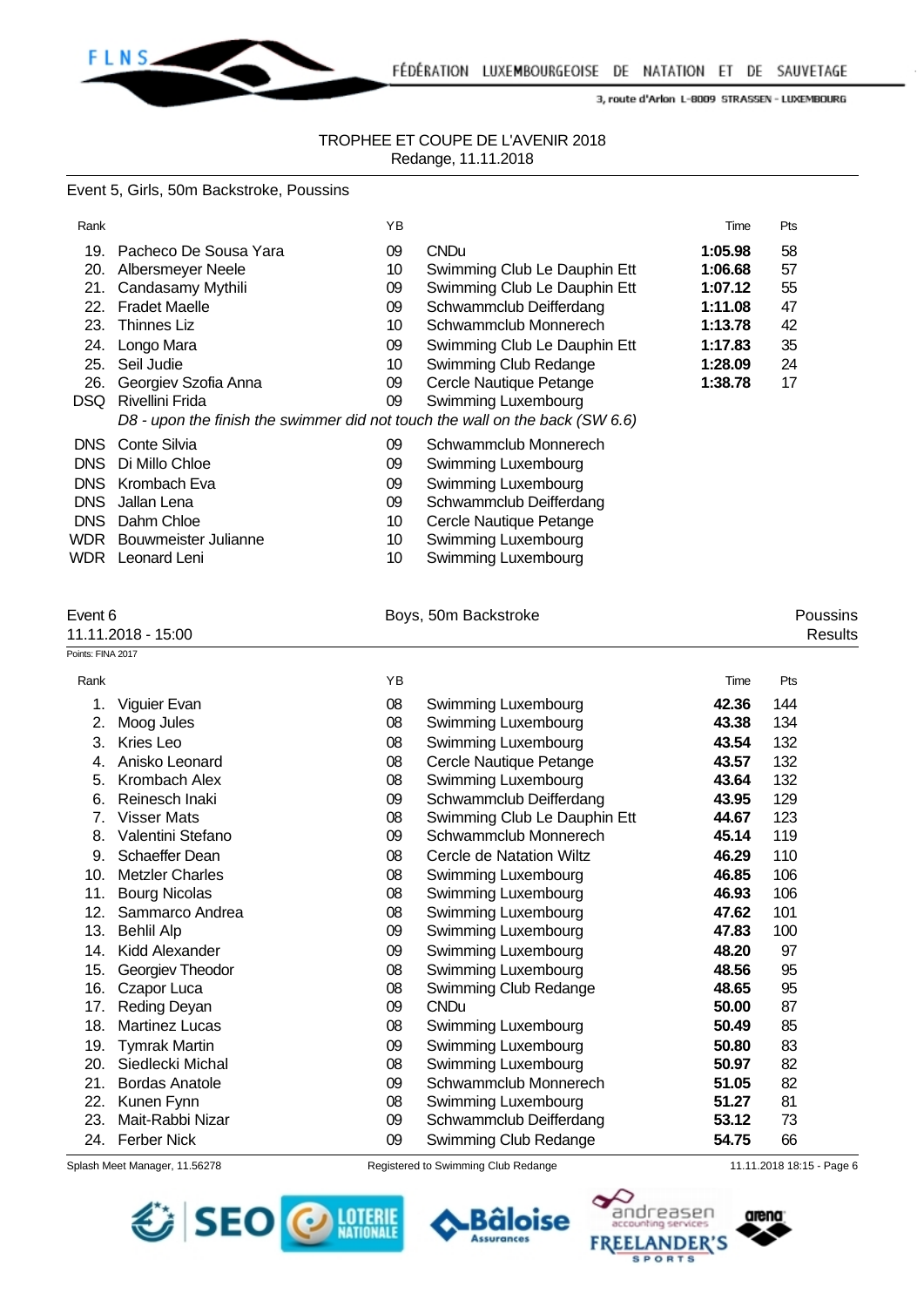TROPHEE ET COUPE DE L'AVENIR 2018
Redange, 11.11.2018

## Event 5, Girls, 50m Backstroke, Poussins

| Rank | | YB | | Time | Pts |
|---|---|---|---|---|---|
| 19. | Pacheco De Sousa Yara | 09 | CNDu | **1:05.98** | 58 |
| 20. | Albersmeyer Neele | 10 | Swimming Club Le Dauphin Ett | **1:06.68** | 57 |
| 21. | Candasamy Mythili | 09 | Swimming Club Le Dauphin Ett | **1:07.12** | 55 |
| 22. | Fradet Maelle | 09 | Schwammclub Deifferdang | **1:11.08** | 47 |
| 23. | Thinnes Liz | 10 | Schwammclub Monnerech | **1:13.78** | 42 |
| 24. | Longo Mara | 09 | Swimming Club Le Dauphin Ett | **1:17.83** | 35 |
| 25. | Seil Judie | 10 | Swimming Club Redange | **1:28.09** | 24 |
| 26. | Georgiev Szofia Anna | 09 | Cercle Nautique Petange | **1:38.78** | 17 |
| DSQ | Rivellini Frida | 09 | Swimming Luxembourg | | |
| | *D8 - upon the finish the swimmer did not touch the wall on the back (SW 6.6)* | | | | |
| DNS | Conte Silvia | 09 | Schwammclub Monnerech | | |
| DNS | Di Millo Chloe | 09 | Swimming Luxembourg | | |
| DNS | Krombach Eva | 09 | Swimming Luxembourg | | |
| DNS | Jallan Lena | 09 | Schwammclub Deifferdang | | |
| DNS | Dahm Chloe | 10 | Cercle Nautique Petange | | |
| WDR | Bouwmeister Julianne | 10 | Swimming Luxembourg | | |
| WDR | Leonard Leni | 10 | Swimming Luxembourg | | |

## Event 6 — Boys, 50m Backstroke — Poussins

11.11.2018 - 15:00 — Results

Points: FINA 2017

| Rank | | YB | | Time | Pts |
|---|---|---|---|---|---|
| 1. | Viguier Evan | 08 | Swimming Luxembourg | **42.36** | 144 |
| 2. | Moog Jules | 08 | Swimming Luxembourg | **43.38** | 134 |
| 3. | Kries Leo | 08 | Swimming Luxembourg | **43.54** | 132 |
| 4. | Anisko Leonard | 08 | Cercle Nautique Petange | **43.57** | 132 |
| 5. | Krombach Alex | 08 | Swimming Luxembourg | **43.64** | 132 |
| 6. | Reinesch Inaki | 09 | Schwammclub Deifferdang | **43.95** | 129 |
| 7. | Visser Mats | 08 | Swimming Club Le Dauphin Ett | **44.67** | 123 |
| 8. | Valentini Stefano | 09 | Schwammclub Monnerech | **45.14** | 119 |
| 9. | Schaeffer Dean | 08 | Cercle de Natation Wiltz | **46.29** | 110 |
| 10. | Metzler Charles | 08 | Swimming Luxembourg | **46.85** | 106 |
| 11. | Bourg Nicolas | 08 | Swimming Luxembourg | **46.93** | 106 |
| 12. | Sammarco Andrea | 08 | Swimming Luxembourg | **47.62** | 101 |
| 13. | Behlil Alp | 09 | Swimming Luxembourg | **47.83** | 100 |
| 14. | Kidd Alexander | 09 | Swimming Luxembourg | **48.20** | 97 |
| 15. | Georgiev Theodor | 08 | Swimming Luxembourg | **48.56** | 95 |
| 16. | Czapor Luca | 08 | Swimming Club Redange | **48.65** | 95 |
| 17. | Reding Deyan | 09 | CNDu | **50.00** | 87 |
| 18. | Martinez Lucas | 08 | Swimming Luxembourg | **50.49** | 85 |
| 19. | Tymrak Martin | 09 | Swimming Luxembourg | **50.80** | 83 |
| 20. | Siedlecki Michal | 08 | Swimming Luxembourg | **50.97** | 82 |
| 21. | Bordas Anatole | 09 | Schwammclub Monnerech | **51.05** | 82 |
| 22. | Kunen Fynn | 08 | Swimming Luxembourg | **51.27** | 81 |
| 23. | Mait-Rabbi Nizar | 09 | Schwammclub Deifferdang | **53.12** | 73 |
| 24. | Ferber Nick | 09 | Swimming Club Redange | **54.75** | 66 |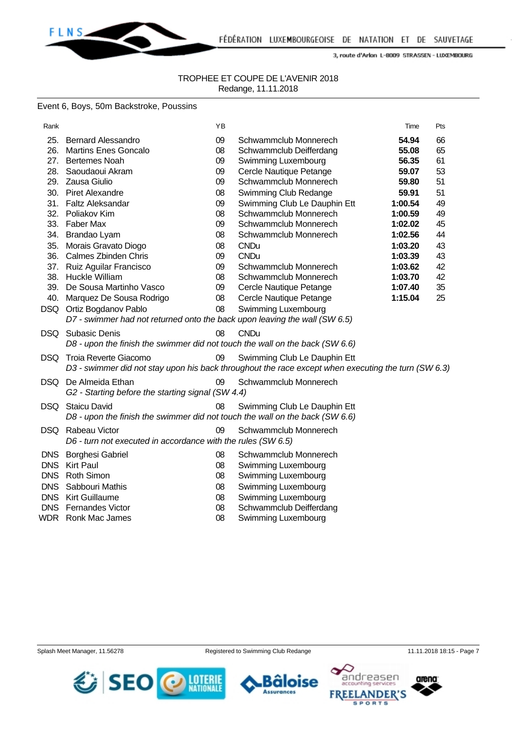TROPHEE ET COUPE DE L'AVENIR 2018
Redange, 11.11.2018

Event 6, Boys, 50m Backstroke, Poussins

| Rank | | YB | | Time | Pts |
|---|---|---|---|---|---|
| 25. | Bernard Alessandro | 09 | Schwammclub Monnerech | **54.94** | 66 |
| 26. | Martins Enes Goncalo | 08 | Schwammclub Deifferdang | **55.08** | 65 |
| 27. | Bertemes Noah | 09 | Swimming Luxembourg | **56.35** | 61 |
| 28. | Saoudaoui Akram | 09 | Cercle Nautique Petange | **59.07** | 53 |
| 29. | Zausa Giulio | 09 | Schwammclub Monnerech | **59.80** | 51 |
| 30. | Piret Alexandre | 08 | Swimming Club Redange | **59.91** | 51 |
| 31. | Faltz Aleksandar | 09 | Swimming Club Le Dauphin Ett | **1:00.54** | 49 |
| 32. | Poliakov Kim | 08 | Schwammclub Monnerech | **1:00.59** | 49 |
| 33. | Faber Max | 09 | Schwammclub Monnerech | **1:02.02** | 45 |
| 34. | Brandao Lyam | 08 | Schwammclub Monnerech | **1:02.56** | 44 |
| 35. | Morais Gravato Diogo | 08 | CNDu | **1:03.20** | 43 |
| 36. | Calmes Zbinden Chris | 09 | CNDu | **1:03.39** | 43 |
| 37. | Ruiz Aguilar Francisco | 09 | Schwammclub Monnerech | **1:03.62** | 42 |
| 38. | Huckle William | 08 | Schwammclub Monnerech | **1:03.70** | 42 |
| 39. | De Sousa Martinho Vasco | 09 | Cercle Nautique Petange | **1:07.40** | 35 |
| 40. | Marquez De Sousa Rodrigo | 08 | Cercle Nautique Petange | **1:15.04** | 25 |
| DSQ | Ortiz Bogdanov Pablo | 08 | Swimming Luxembourg | | |
| | *D7 - swimmer had not returned onto the back upon leaving the wall (SW 6.5)* | | | | |
| DSQ | Subasic Denis | 08 | CNDu | | |
| | *D8 - upon the finish the swimmer did not touch the wall on the back (SW 6.6)* | | | | |
| DSQ | Troia Reverte Giacomo | 09 | Swimming Club Le Dauphin Ett | | |
| | *D3 - swimmer did not stay upon his back throughout the race except when executing the turn (SW 6.3)* | | | | |
| DSQ | De Almeida Ethan | 09 | Schwammclub Monnerech | | |
| | *G2 - Starting before the starting signal (SW 4.4)* | | | | |
| DSQ | Staicu David | 08 | Swimming Club Le Dauphin Ett | | |
| | *D8 - upon the finish the swimmer did not touch the wall on the back (SW 6.6)* | | | | |
| DSQ | Rabeau Victor | 09 | Schwammclub Monnerech | | |
| | *D6 - turn not executed in accordance with the rules (SW 6.5)* | | | | |
| DNS | Borghesi Gabriel | 08 | Schwammclub Monnerech | | |
| DNS | Kirt Paul | 08 | Swimming Luxembourg | | |
| DNS | Roth Simon | 08 | Swimming Luxembourg | | |
| DNS | Sabbouri Mathis | 08 | Swimming Luxembourg | | |
| DNS | Kirt Guillaume | 08 | Swimming Luxembourg | | |
| DNS | Fernandes Victor | 08 | Schwammclub Deifferdang | | |
| WDR | Ronk Mac James | 08 | Swimming Luxembourg | | |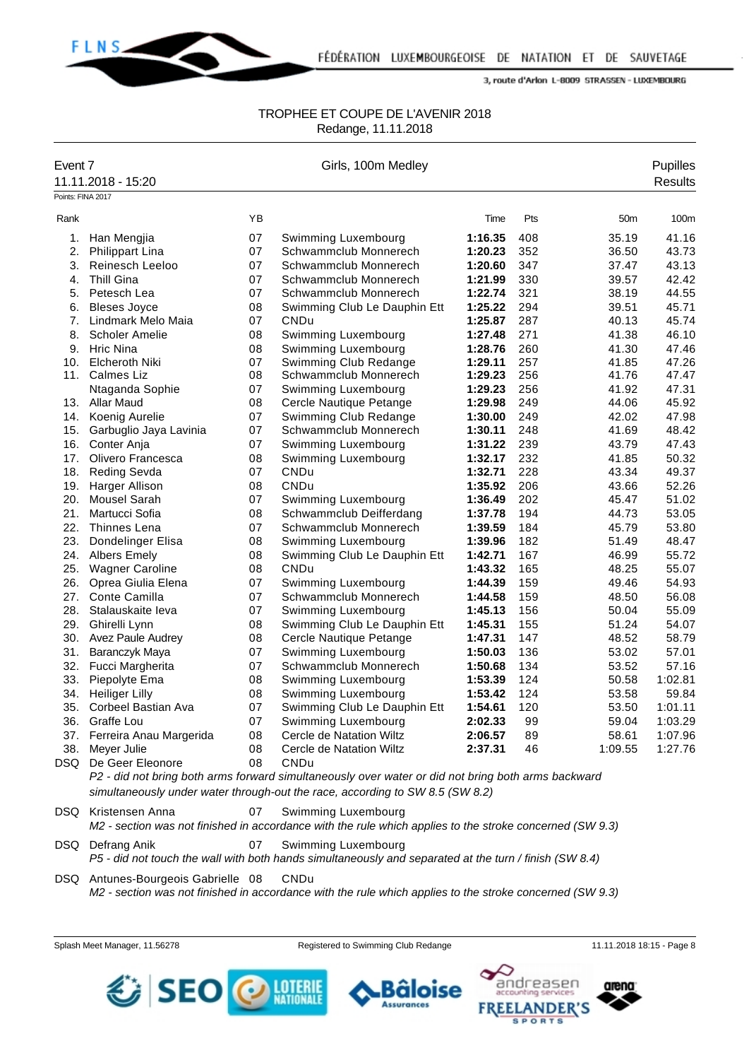FÉDÉRATION LUXEMBOURGEOISE DE NATATION ET DE SAUVETAGE

3, route d'Arlon L-8009 STRASSEN - LUXEMBOURG

TROPHEE ET COUPE DE L'AVENIR 2018
Redange, 11.11.2018

Event 7 — Girls, 100m Medley — Pupilles
11.11.2018 - 15:20 — Results

Points: FINA 2017

| Rank | | YB | | Time | Pts | 50m | 100m |
|---|---|---|---|---|---|---|---|
| 1. | Han Mengjia | 07 | Swimming Luxembourg | **1:16.35** | 408 | 35.19 | 41.16 |
| 2. | Philippart Lina | 07 | Schwammclub Monnerech | **1:20.23** | 352 | 36.50 | 43.73 |
| 3. | Reinesch Leeloo | 07 | Schwammclub Monnerech | **1:20.60** | 347 | 37.47 | 43.13 |
| 4. | Thill Gina | 07 | Schwammclub Monnerech | **1:21.99** | 330 | 39.57 | 42.42 |
| 5. | Petesch Lea | 07 | Schwammclub Monnerech | **1:22.74** | 321 | 38.19 | 44.55 |
| 6. | Bleses Joyce | 08 | Swimming Club Le Dauphin Ett | **1:25.22** | 294 | 39.51 | 45.71 |
| 7. | Lindmark Melo Maia | 07 | CNDu | **1:25.87** | 287 | 40.13 | 45.74 |
| 8. | Scholer Amelie | 08 | Swimming Luxembourg | **1:27.48** | 271 | 41.38 | 46.10 |
| 9. | Hric Nina | 08 | Swimming Luxembourg | **1:28.76** | 260 | 41.30 | 47.46 |
| 10. | Elcheroth Niki | 07 | Swimming Club Redange | **1:29.11** | 257 | 41.85 | 47.26 |
| 11. | Calmes Liz | 08 | Schwammclub Monnerech | **1:29.23** | 256 | 41.76 | 47.47 |
| | Ntaganda Sophie | 07 | Swimming Luxembourg | **1:29.23** | 256 | 41.92 | 47.31 |
| 13. | Allar Maud | 08 | Cercle Nautique Petange | **1:29.98** | 249 | 44.06 | 45.92 |
| 14. | Koenig Aurelie | 07 | Swimming Club Redange | **1:30.00** | 249 | 42.02 | 47.98 |
| 15. | Garbuglio Jaya Lavinia | 07 | Schwammclub Monnerech | **1:30.11** | 248 | 41.69 | 48.42 |
| 16. | Conter Anja | 07 | Swimming Luxembourg | **1:31.22** | 239 | 43.79 | 47.43 |
| 17. | Olivero Francesca | 08 | Swimming Luxembourg | **1:32.17** | 232 | 41.85 | 50.32 |
| 18. | Reding Sevda | 07 | CNDu | **1:32.71** | 228 | 43.34 | 49.37 |
| 19. | Harger Allison | 08 | CNDu | **1:35.92** | 206 | 43.66 | 52.26 |
| 20. | Mousel Sarah | 07 | Swimming Luxembourg | **1:36.49** | 202 | 45.47 | 51.02 |
| 21. | Martucci Sofia | 08 | Schwammclub Deifferdang | **1:37.78** | 194 | 44.73 | 53.05 |
| 22. | Thinnes Lena | 07 | Schwammclub Monnerech | **1:39.59** | 184 | 45.79 | 53.80 |
| 23. | Dondelinger Elisa | 08 | Swimming Luxembourg | **1:39.96** | 182 | 51.49 | 48.47 |
| 24. | Albers Emely | 08 | Swimming Club Le Dauphin Ett | **1:42.71** | 167 | 46.99 | 55.72 |
| 25. | Wagner Caroline | 08 | CNDu | **1:43.32** | 165 | 48.25 | 55.07 |
| 26. | Oprea Giulia Elena | 07 | Swimming Luxembourg | **1:44.39** | 159 | 49.46 | 54.93 |
| 27. | Conte Camilla | 07 | Schwammclub Monnerech | **1:44.58** | 159 | 48.50 | 56.08 |
| 28. | Stalauskaite Ieva | 07 | Swimming Luxembourg | **1:45.13** | 156 | 50.04 | 55.09 |
| 29. | Ghirelli Lynn | 08 | Swimming Club Le Dauphin Ett | **1:45.31** | 155 | 51.24 | 54.07 |
| 30. | Avez Paule Audrey | 08 | Cercle Nautique Petange | **1:47.31** | 147 | 48.52 | 58.79 |
| 31. | Baranczyk Maya | 07 | Swimming Luxembourg | **1:50.03** | 136 | 53.02 | 57.01 |
| 32. | Fucci Margherita | 07 | Schwammclub Monnerech | **1:50.68** | 134 | 53.52 | 57.16 |
| 33. | Piepolyte Ema | 08 | Swimming Luxembourg | **1:53.39** | 124 | 50.58 | 1:02.81 |
| 34. | Heiliger Lilly | 08 | Swimming Luxembourg | **1:53.42** | 124 | 53.58 | 59.84 |
| 35. | Corbeel Bastian Ava | 07 | Swimming Club Le Dauphin Ett | **1:54.61** | 120 | 53.50 | 1:01.11 |
| 36. | Graffe Lou | 07 | Swimming Luxembourg | **2:02.33** | 99 | 59.04 | 1:03.29 |
| 37. | Ferreira Anau Margerida | 08 | Cercle de Natation Wiltz | **2:06.57** | 89 | 58.61 | 1:07.96 |
| 38. | Meyer Julie | 08 | Cercle de Natation Wiltz | **2:37.31** | 46 | 1:09.55 | 1:27.76 |
| DSQ | De Geer Eleonore | 08 | CNDu | | | | |
| | *P2 - did not bring both arms forward simultaneously over water or did not bring both arms backward simultaneously under water through-out the race, according to SW 8.5 (SW 8.2)* | | | | | | |
| DSQ | Kristensen Anna | 07 | Swimming Luxembourg | | | | |
| | *M2 - section was not finished in accordance with the rule which applies to the stroke concerned (SW 9.3)* | | | | | | |
| DSQ | Defrang Anik | 07 | Swimming Luxembourg | | | | |
| | *P5 - did not touch the wall with both hands simultaneously and separated at the turn / finish (SW 8.4)* | | | | | | |
| DSQ | Antunes-Bourgeois Gabrielle | 08 | CNDu | | | | |
| | *M2 - section was not finished in accordance with the rule which applies to the stroke concerned (SW 9.3)* | | | | | | |

Splash Meet Manager, 11.56278 — Registered to Swimming Club Redange — 11.11.2018 18:15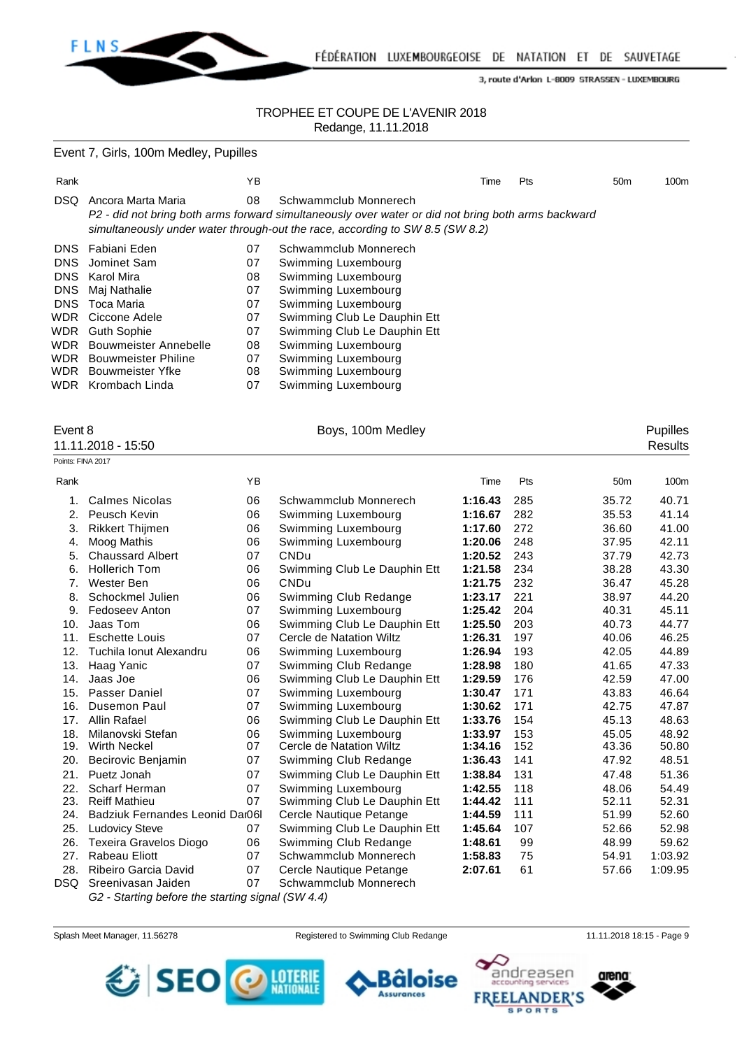TROPHEE ET COUPE DE L'AVENIR 2018
Redange, 11.11.2018

## Event 7, Girls, 100m Medley, Pupilles

| Rank | | YB | | Time | Pts | 50m | 100m |
|---|---|---|---|---|---|---|---|
| DSQ | Ancora Marta Maria | 08 | Schwammclub Monnerech | | | | |
| | *P2 - did not bring both arms forward simultaneously over water or did not bring both arms backward simultaneously under water through-out the race, according to SW 8.5 (SW 8.2)* | | | | | | |
| DNS | Fabiani Eden | 07 | Schwammclub Monnerech | | | | |
| DNS | Jominet Sam | 07 | Swimming Luxembourg | | | | |
| DNS | Karol Mira | 08 | Swimming Luxembourg | | | | |
| DNS | Maj Nathalie | 07 | Swimming Luxembourg | | | | |
| DNS | Toca Maria | 07 | Swimming Luxembourg | | | | |
| WDR | Ciccone Adele | 07 | Swimming Club Le Dauphin Ett | | | | |
| WDR | Guth Sophie | 07 | Swimming Club Le Dauphin Ett | | | | |
| WDR | Bouwmeister Annebelle | 08 | Swimming Luxembourg | | | | |
| WDR | Bouwmeister Philine | 07 | Swimming Luxembourg | | | | |
| WDR | Bouwmeister Yfke | 08 | Swimming Luxembourg | | | | |
| WDR | Krombach Linda | 07 | Swimming Luxembourg | | | | |

## Event 8 — Boys, 100m Medley — Pupilles

11.11.2018 - 15:50 — Results

Points: FINA 2017

| Rank | | YB | | Time | Pts | 50m | 100m |
|---|---|---|---|---|---|---|---|
| 1. | Calmes Nicolas | 06 | Schwammclub Monnerech | **1:16.43** | 285 | 35.72 | 40.71 |
| 2. | Peusch Kevin | 06 | Swimming Luxembourg | **1:16.67** | 282 | 35.53 | 41.14 |
| 3. | Rikkert Thijmen | 06 | Swimming Luxembourg | **1:17.60** | 272 | 36.60 | 41.00 |
| 4. | Moog Mathis | 06 | Swimming Luxembourg | **1:20.06** | 248 | 37.95 | 42.11 |
| 5. | Chaussard Albert | 07 | CNDu | **1:20.52** | 243 | 37.79 | 42.73 |
| 6. | Hollerich Tom | 06 | Swimming Club Le Dauphin Ett | **1:21.58** | 234 | 38.28 | 43.30 |
| 7. | Wester Ben | 06 | CNDu | **1:21.75** | 232 | 36.47 | 45.28 |
| 8. | Schockmel Julien | 06 | Swimming Club Redange | **1:23.17** | 221 | 38.97 | 44.20 |
| 9. | Fedoseev Anton | 07 | Swimming Luxembourg | **1:25.42** | 204 | 40.31 | 45.11 |
| 10. | Jaas Tom | 06 | Swimming Club Le Dauphin Ett | **1:25.50** | 203 | 40.73 | 44.77 |
| 11. | Eschette Louis | 07 | Cercle de Natation Wiltz | **1:26.31** | 197 | 40.06 | 46.25 |
| 12. | Tuchila Ionut Alexandru | 06 | Swimming Luxembourg | **1:26.94** | 193 | 42.05 | 44.89 |
| 13. | Haag Yanic | 07 | Swimming Club Redange | **1:28.98** | 180 | 41.65 | 47.33 |
| 14. | Jaas Joe | 06 | Swimming Club Le Dauphin Ett | **1:29.59** | 176 | 42.59 | 47.00 |
| 15. | Passer Daniel | 07 | Swimming Luxembourg | **1:30.47** | 171 | 43.83 | 46.64 |
| 16. | Dusemon Paul | 07 | Swimming Luxembourg | **1:30.62** | 171 | 42.75 | 47.87 |
| 17. | Allin Rafael | 06 | Swimming Club Le Dauphin Ett | **1:33.76** | 154 | 45.13 | 48.63 |
| 18. | Milanovski Stefan | 06 | Swimming Luxembourg | **1:33.97** | 153 | 45.05 | 48.92 |
| 19. | Wirth Neckel | 07 | Cercle de Natation Wiltz | **1:34.16** | 152 | 43.36 | 50.80 |
| 20. | Becirovic Benjamin | 07 | Swimming Club Redange | **1:36.43** | 141 | 47.92 | 48.51 |
| 21. | Puetz Jonah | 07 | Swimming Club Le Dauphin Ett | **1:38.84** | 131 | 47.48 | 51.36 |
| 22. | Scharf Herman | 07 | Swimming Luxembourg | **1:42.55** | 118 | 48.06 | 54.49 |
| 23. | Reiff Mathieu | 07 | Swimming Club Le Dauphin Ett | **1:44.42** | 111 | 52.11 | 52.31 |
| 24. | Badziuk Fernandes Leonid Da | 06 | Cercle Nautique Petange | **1:44.59** | 111 | 51.99 | 52.60 |
| 25. | Ludovicy Steve | 07 | Swimming Club Le Dauphin Ett | **1:45.64** | 107 | 52.66 | 52.98 |
| 26. | Texeira Gravelos Diogo | 06 | Swimming Club Redange | **1:48.61** | 99 | 48.99 | 59.62 |
| 27. | Rabeau Eliott | 07 | Schwammclub Monnerech | **1:58.83** | 75 | 54.91 | 1:03.92 |
| 28. | Ribeiro Garcia David | 07 | Cercle Nautique Petange | **2:07.61** | 61 | 57.66 | 1:09.95 |
| DSQ | Sreenivasan Jaiden | 07 | Schwammclub Monnerech | | | | |
| | *G2 - Starting before the starting signal (SW 4.4)* | | | | | | |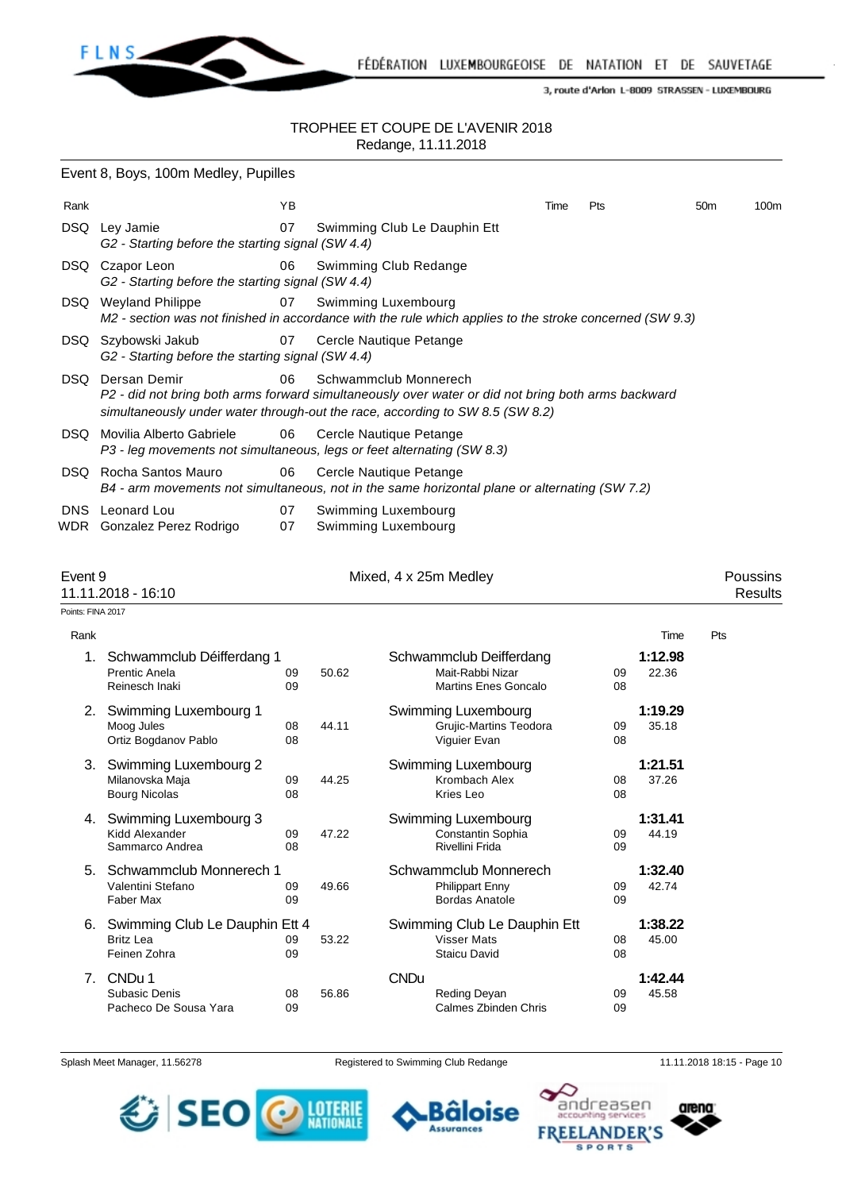TROPHEE ET COUPE DE L'AVENIR 2018
Redange, 11.11.2018

## Event 8, Boys, 100m Medley, Pupilles

| Rank | | YB | | Time | Pts | 50m | 100m |
|---|---|---|---|---|---|---|---|
| DSQ | Ley Jamie | 07 | Swimming Club Le Dauphin Ett | | | | |
| | *G2 - Starting before the starting signal (SW 4.4)* | | | | | | |
| DSQ | Czapor Leon | 06 | Swimming Club Redange | | | | |
| | *G2 - Starting before the starting signal (SW 4.4)* | | | | | | |
| DSQ | Weyland Philippe | 07 | Swimming Luxembourg | | | | |
| | *M2 - section was not finished in accordance with the rule which applies to the stroke concerned (SW 9.3)* | | | | | | |
| DSQ | Szybowski Jakub | 07 | Cercle Nautique Petange | | | | |
| | *G2 - Starting before the starting signal (SW 4.4)* | | | | | | |
| DSQ | Dersan Demir | 06 | Schwammclub Monnerech | | | | |
| | *P2 - did not bring both arms forward simultaneously over water or did not bring both arms backward simultaneously under water through-out the race, according to SW 8.5 (SW 8.2)* | | | | | | |
| DSQ | Movilia Alberto Gabriele | 06 | Cercle Nautique Petange | | | | |
| | *P3 - leg movements not simultaneous, legs or feet alternating (SW 8.3)* | | | | | | |
| DSQ | Rocha Santos Mauro | 06 | Cercle Nautique Petange | | | | |
| | *B4 - arm movements not simultaneous, not in the same horizontal plane or alternating (SW 7.2)* | | | | | | |
| DNS | Leonard Lou | 07 | Swimming Luxembourg | | | | |
| WDR | Gonzalez Perez Rodrigo | 07 | Swimming Luxembourg | | | | |

## Event 9 — Mixed, 4 x 25m Medley — Poussins Results

11.11.2018 - 16:10

Points: FINA 2017

| Rank | Team / Swimmer | YB | Split | Club / Swimmer | YB | Time | Pts |
|---|---|---|---|---|---|---|---|
| 1. | Schwammclub Déifferdang 1 | | | Schwammclub Deifferdang | | **1:12.98** | |
| | Prentic Anela | 09 | 50.62 | Mait-Rabbi Nizar | 09 | 22.36 | |
| | Reinesch Inaki | 09 | | Martins Enes Goncalo | 08 | | |
| 2. | Swimming Luxembourg 1 | | | Swimming Luxembourg | | **1:19.29** | |
| | Moog Jules | 08 | 44.11 | Grujic-Martins Teodora | 09 | 35.18 | |
| | Ortiz Bogdanov Pablo | 08 | | Viguier Evan | 08 | | |
| 3. | Swimming Luxembourg 2 | | | Swimming Luxembourg | | **1:21.51** | |
| | Milanovska Maja | 09 | 44.25 | Krombach Alex | 08 | 37.26 | |
| | Bourg Nicolas | 08 | | Kries Leo | 08 | | |
| 4. | Swimming Luxembourg 3 | | | Swimming Luxembourg | | **1:31.41** | |
| | Kidd Alexander | 09 | 47.22 | Constantin Sophia | 09 | 44.19 | |
| | Sammarco Andrea | 08 | | Rivellini Frida | 09 | | |
| 5. | Schwammclub Monnerech 1 | | | Schwammclub Monnerech | | **1:32.40** | |
| | Valentini Stefano | 09 | 49.66 | Philippart Enny | 09 | 42.74 | |
| | Faber Max | 09 | | Bordas Anatole | 09 | | |
| 6. | Swimming Club Le Dauphin Ett 4 | | | Swimming Club Le Dauphin Ett | | **1:38.22** | |
| | Britz Lea | 09 | 53.22 | Visser Mats | 08 | 45.00 | |
| | Feinen Zohra | 09 | | Staicu David | 08 | | |
| 7. | CNDu 1 | | | CNDu | | **1:42.44** | |
| | Subasic Denis | 08 | 56.86 | Reding Deyan | 09 | 45.58 | |
| | Pacheco De Sousa Yara | 09 | | Calmes Zbinden Chris | 09 | | |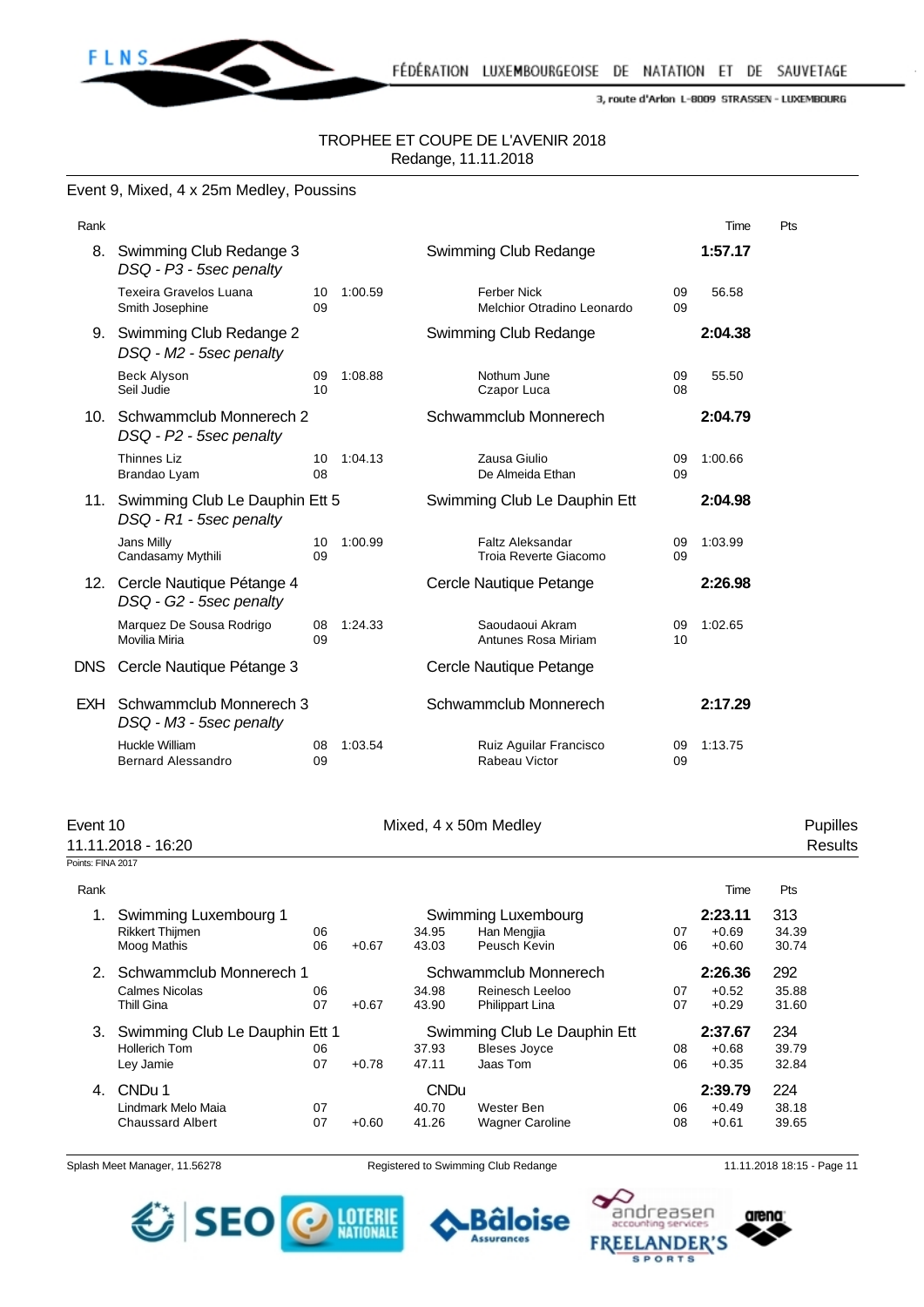TROPHEE ET COUPE DE L'AVENIR 2018
Redange, 11.11.2018

## Event 9, Mixed, 4 x 25m Medley, Poussins

| Rank | | | | | | | Time | Pts |
|---|---|---|---|---|---|---|---|---|
| 8. | Swimming Club Redange 3 *DSQ - P3 - 5sec penalty* | | | Swimming Club Redange | | | 1:57.17 | |
| | Texeira Gravelos Luana | 10 | 1:00.59 | Ferber Nick | 09 | 56.58 | | |
| | Smith Josephine | 09 | | Melchior Otradino Leonardo | 09 | | | |
| 9. | Swimming Club Redange 2 *DSQ - M2 - 5sec penalty* | | | Swimming Club Redange | | | 2:04.38 | |
| | Beck Alyson | 09 | 1:08.88 | Nothum June | 09 | 55.50 | | |
| | Seil Judie | 10 | | Czapor Luca | 08 | | | |
| 10. | Schwammclub Monnerech 2 *DSQ - P2 - 5sec penalty* | | | Schwammclub Monnerech | | | 2:04.79 | |
| | Thinnes Liz | 10 | 1:04.13 | Zausa Giulio | 09 | 1:00.66 | | |
| | Brandao Lyam | 08 | | De Almeida Ethan | 09 | | | |
| 11. | Swimming Club Le Dauphin Ett 5 *DSQ - R1 - 5sec penalty* | | | Swimming Club Le Dauphin Ett | | | 2:04.98 | |
| | Jans Milly | 10 | 1:00.99 | Faltz Aleksandar | 09 | 1:03.99 | | |
| | Candasamy Mythili | 09 | | Troia Reverte Giacomo | 09 | | | |
| 12. | Cercle Nautique Pétange 4 *DSQ - G2 - 5sec penalty* | | | Cercle Nautique Petange | | | 2:26.98 | |
| | Marquez De Sousa Rodrigo | 08 | 1:24.33 | Saoudaoui Akram | 09 | 1:02.65 | | |
| | Movilia Miria | 09 | | Antunes Rosa Miriam | 10 | | | |
| DNS | Cercle Nautique Pétange 3 | | | Cercle Nautique Petange | | | | |
| EXH | Schwammclub Monnerech 3 *DSQ - M3 - 5sec penalty* | | | Schwammclub Monnerech | | | 2:17.29 | |
| | Huckle William | 08 | 1:03.54 | Ruiz Aguilar Francisco | 09 | 1:13.75 | | |
| | Bernard Alessandro | 09 | | Rabeau Victor | 09 | | | |

## Event 10 — Mixed, 4 x 50m Medley — Pupilles

11.11.2018 - 16:20 — Results

Points: FINA 2017

| Rank | | | | | | | | Time | Pts |
|---|---|---|---|---|---|---|---|---|---|
| 1. | Swimming Luxembourg 1 | | | Swimming Luxembourg | | | | 2:23.11 | 313 |
| | Rikkert Thijmen | 06 | | 34.95 | Han Mengjia | 07 | | +0.69 | 34.39 |
| | Moog Mathis | 06 | +0.67 | 43.03 | Peusch Kevin | 06 | | +0.60 | 30.74 |
| 2. | Schwammclub Monnerech 1 | | | Schwammclub Monnerech | | | | 2:26.36 | 292 |
| | Calmes Nicolas | 06 | | 34.98 | Reinesch Leeloo | 07 | | +0.52 | 35.88 |
| | Thill Gina | 07 | +0.67 | 43.90 | Philippart Lina | 07 | | +0.29 | 31.60 |
| 3. | Swimming Club Le Dauphin Ett 1 | | | Swimming Club Le Dauphin Ett | | | | 2:37.67 | 234 |
| | Hollerich Tom | 06 | | 37.93 | Bleses Joyce | 08 | | +0.68 | 39.79 |
| | Ley Jamie | 07 | +0.78 | 47.11 | Jaas Tom | 06 | | +0.35 | 32.84 |
| 4. | CNDu 1 | | | CNDu | | | | 2:39.79 | 224 |
| | Lindmark Melo Maia | 07 | | 40.70 | Wester Ben | 06 | | +0.49 | 38.18 |
| | Chaussard Albert | 07 | +0.60 | 41.26 | Wagner Caroline | 08 | | +0.61 | 39.65 |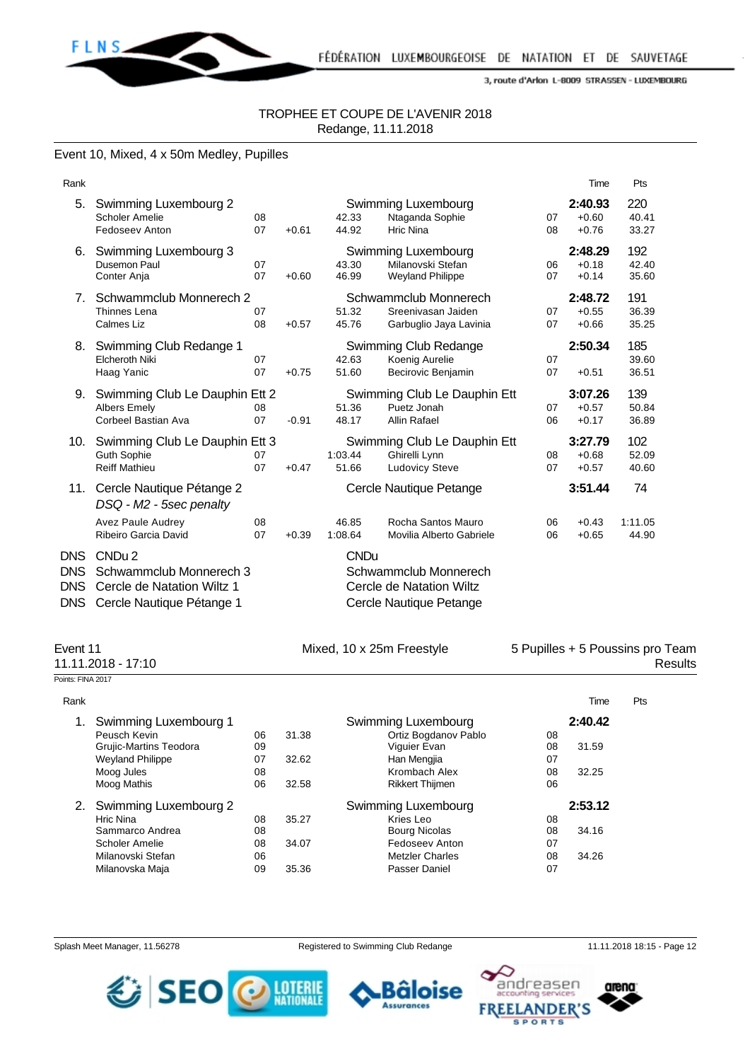TROPHEE ET COUPE DE L'AVENIR 2018
Redange, 11.11.2018

Event 10, Mixed, 4 x 50m Medley, Pupilles

| Rank | | | | | | | | Time | Pts |
|---|---|---|---|---|---|---|---|---|---|
| 5. | Swimming Luxembourg 2 | | | | Swimming Luxembourg | | | **2:40.93** | 220 |
| | Scholer Amelie | 08 | | 42.33 | Ntaganda Sophie | 07 | +0.60 | | 40.41 |
| | Fedoseev Anton | 07 | +0.61 | 44.92 | Hric Nina | 08 | +0.76 | | 33.27 |
| 6. | Swimming Luxembourg 3 | | | | Swimming Luxembourg | | | **2:48.29** | 192 |
| | Dusemon Paul | 07 | | 43.30 | Milanovski Stefan | 06 | +0.18 | | 42.40 |
| | Conter Anja | 07 | +0.60 | 46.99 | Weyland Philippe | 07 | +0.14 | | 35.60 |
| 7. | Schwammclub Monnerech 2 | | | | Schwammclub Monnerech | | | **2:48.72** | 191 |
| | Thinnes Lena | 07 | | 51.32 | Sreenivasan Jaiden | 07 | +0.55 | | 36.39 |
| | Calmes Liz | 08 | +0.57 | 45.76 | Garbuglio Jaya Lavinia | 07 | +0.66 | | 35.25 |
| 8. | Swimming Club Redange 1 | | | | Swimming Club Redange | | | **2:50.34** | 185 |
| | Elcheroth Niki | 07 | | 42.63 | Koenig Aurelie | 07 | | | 39.60 |
| | Haag Yanic | 07 | +0.75 | 51.60 | Becirovic Benjamin | 07 | +0.51 | | 36.51 |
| 9. | Swimming Club Le Dauphin Ett 2 | | | | Swimming Club Le Dauphin Ett | | | **3:07.26** | 139 |
| | Albers Emely | 08 | | 51.36 | Puetz Jonah | 07 | +0.57 | | 50.84 |
| | Corbeel Bastian Ava | 07 | -0.91 | 48.17 | Allin Rafael | 06 | +0.17 | | 36.89 |
| 10. | Swimming Club Le Dauphin Ett 3 | | | | Swimming Club Le Dauphin Ett | | | **3:27.79** | 102 |
| | Guth Sophie | 07 | | 1:03.44 | Ghirelli Lynn | 08 | +0.68 | | 52.09 |
| | Reiff Mathieu | 07 | +0.47 | 51.66 | Ludovicy Steve | 07 | +0.57 | | 40.60 |
| 11. | Cercle Nautique Pétange 2 | | | | Cercle Nautique Petange | | | **3:51.44** | 74 |
| | *DSQ - M2 - 5sec penalty* | | | | | | | | |
| | Avez Paule Audrey | 08 | | 46.85 | Rocha Santos Mauro | 06 | +0.43 | | 1:11.05 |
| | Ribeiro Garcia David | 07 | +0.39 | 1:08.64 | Movilia Alberto Gabriele | 06 | +0.65 | | 44.90 |
| DNS | CNDu 2 | | | | CNDu | | | | |
| DNS | Schwammclub Monnerech 3 | | | | Schwammclub Monnerech | | | | |
| DNS | Cercle de Natation Wiltz 1 | | | | Cercle de Natation Wiltz | | | | |
| DNS | Cercle Nautique Pétange 1 | | | | Cercle Nautique Petange | | | | |

Event 11 — Mixed, 10 x 25m Freestyle — 5 Pupilles + 5 Poussins pro Team
11.11.2018 - 17:10 — Results

Points: FINA 2017

| Rank | | | | | | | Time | Pts |
|---|---|---|---|---|---|---|---|---|
| 1. | Swimming Luxembourg 1 | | | Swimming Luxembourg | | | **2:40.42** | |
| | Peusch Kevin | 06 | 31.38 | Ortiz Bogdanov Pablo | 08 | | | |
| | Grujic-Martins Teodora | 09 | | Viguier Evan | 08 | 31.59 | | |
| | Weyland Philippe | 07 | 32.62 | Han Mengjia | 07 | | | |
| | Moog Jules | 08 | | Krombach Alex | 08 | 32.25 | | |
| | Moog Mathis | 06 | 32.58 | Rikkert Thijmen | 06 | | | |
| 2. | Swimming Luxembourg 2 | | | Swimming Luxembourg | | | **2:53.12** | |
| | Hric Nina | 08 | 35.27 | Kries Leo | 08 | | | |
| | Sammarco Andrea | 08 | | Bourg Nicolas | 08 | 34.16 | | |
| | Scholer Amelie | 08 | 34.07 | Fedoseev Anton | 07 | | | |
| | Milanovski Stefan | 06 | | Metzler Charles | 08 | 34.26 | | |
| | Milanovska Maja | 09 | 35.36 | Passer Daniel | 07 | | | |

Splash Meet Manager, 11.56278 — Registered to Swimming Club Redange — 11.11.2018 18:15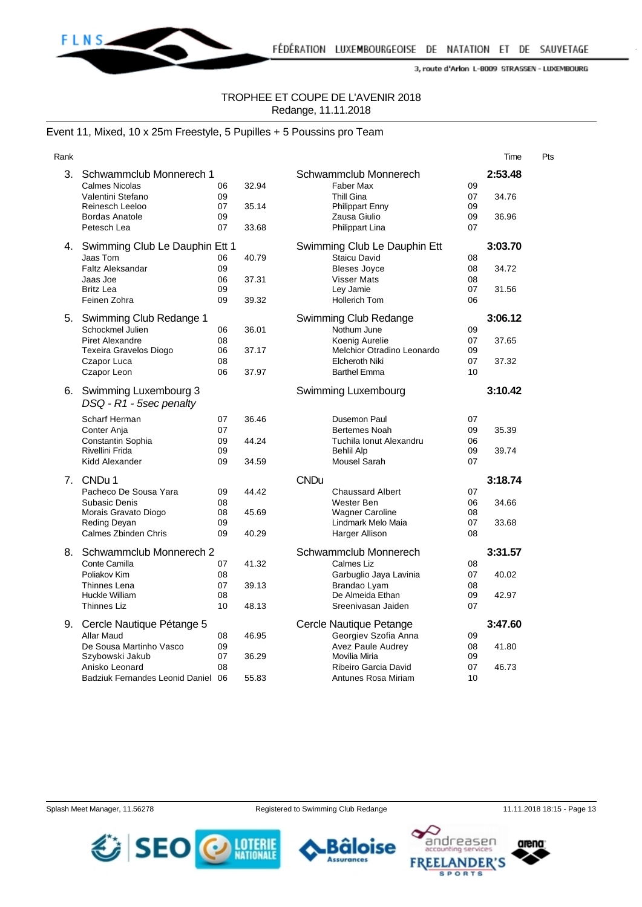TROPHEE ET COUPE DE L'AVENIR 2018
Redange, 11.11.2018

## Event 11, Mixed, 10 x 25m Freestyle, 5 Pupilles + 5 Poussins pro Team

| Rank | | | | | | | Time | Pts |
|---|---|---|---|---|---|---|---|---|
| 3. | Schwammclub Monnerech 1 | | | Schwammclub Monnerech | | | 2:53.48 | |
| | Calmes Nicolas | 06 | 32.94 | Faber Max | 09 | | | |
| | Valentini Stefano | 09 | | Thill Gina | 07 | 34.76 | | |
| | Reinesch Leeloo | 07 | 35.14 | Philippart Enny | 09 | | | |
| | Bordas Anatole | 09 | | Zausa Giulio | 09 | 36.96 | | |
| | Petesch Lea | 07 | 33.68 | Philippart Lina | 07 | | | |
| 4. | Swimming Club Le Dauphin Ett 1 | | | Swimming Club Le Dauphin Ett | | | 3:03.70 | |
| | Jaas Tom | 06 | 40.79 | Staicu David | 08 | | | |
| | Faltz Aleksandar | 09 | | Bleses Joyce | 08 | 34.72 | | |
| | Jaas Joe | 06 | 37.31 | Visser Mats | 08 | | | |
| | Britz Lea | 09 | | Ley Jamie | 07 | 31.56 | | |
| | Feinen Zohra | 09 | 39.32 | Hollerich Tom | 06 | | | |
| 5. | Swimming Club Redange 1 | | | Swimming Club Redange | | | 3:06.12 | |
| | Schockmel Julien | 06 | 36.01 | Nothum June | 09 | | | |
| | Piret Alexandre | 08 | | Koenig Aurelie | 07 | 37.65 | | |
| | Texeira Gravelos Diogo | 06 | 37.17 | Melchior Otradino Leonardo | 09 | | | |
| | Czapor Luca | 08 | | Elcheroth Niki | 07 | 37.32 | | |
| | Czapor Leon | 06 | 37.97 | Barthel Emma | 10 | | | |
| 6. | Swimming Luxembourg 3 *DSQ - R1 - 5sec penalty* | | | Swimming Luxembourg | | | 3:10.42 | |
| | Scharf Herman | 07 | 36.46 | Dusemon Paul | 07 | | | |
| | Conter Anja | 07 | | Bertemes Noah | 09 | 35.39 | | |
| | Constantin Sophia | 09 | 44.24 | Tuchila Ionut Alexandru | 06 | | | |
| | Rivellini Frida | 09 | | Behlil Alp | 09 | 39.74 | | |
| | Kidd Alexander | 09 | 34.59 | Mousel Sarah | 07 | | | |
| 7. | CNDu 1 | | | CNDu | | | 3:18.74 | |
| | Pacheco De Sousa Yara | 09 | 44.42 | Chaussard Albert | 07 | | | |
| | Subasic Denis | 08 | | Wester Ben | 06 | 34.66 | | |
| | Morais Gravato Diogo | 08 | 45.69 | Wagner Caroline | 08 | | | |
| | Reding Deyan | 09 | | Lindmark Melo Maia | 07 | 33.68 | | |
| | Calmes Zbinden Chris | 09 | 40.29 | Harger Allison | 08 | | | |
| 8. | Schwammclub Monnerech 2 | | | Schwammclub Monnerech | | | 3:31.57 | |
| | Conte Camilla | 07 | 41.32 | Calmes Liz | 08 | | | |
| | Poliakov Kim | 08 | | Garbuglio Jaya Lavinia | 07 | 40.02 | | |
| | Thinnes Lena | 07 | 39.13 | Brandao Lyam | 08 | | | |
| | Huckle William | 08 | | De Almeida Ethan | 09 | 42.97 | | |
| | Thinnes Liz | 10 | 48.13 | Sreenivasan Jaiden | 07 | | | |
| 9. | Cercle Nautique Pétange 5 | | | Cercle Nautique Petange | | | 3:47.60 | |
| | Allar Maud | 08 | 46.95 | Georgiev Szofia Anna | 09 | | | |
| | De Sousa Martinho Vasco | 09 | | Avez Paule Audrey | 08 | 41.80 | | |
| | Szybowski Jakub | 07 | 36.29 | Movilia Miria | 09 | | | |
| | Anisko Leonard | 08 | | Ribeiro Garcia David | 07 | 46.73 | | |
| | Badziuk Fernandes Leonid Daniel | 06 | 55.83 | Antunes Rosa Miriam | 10 | | | |